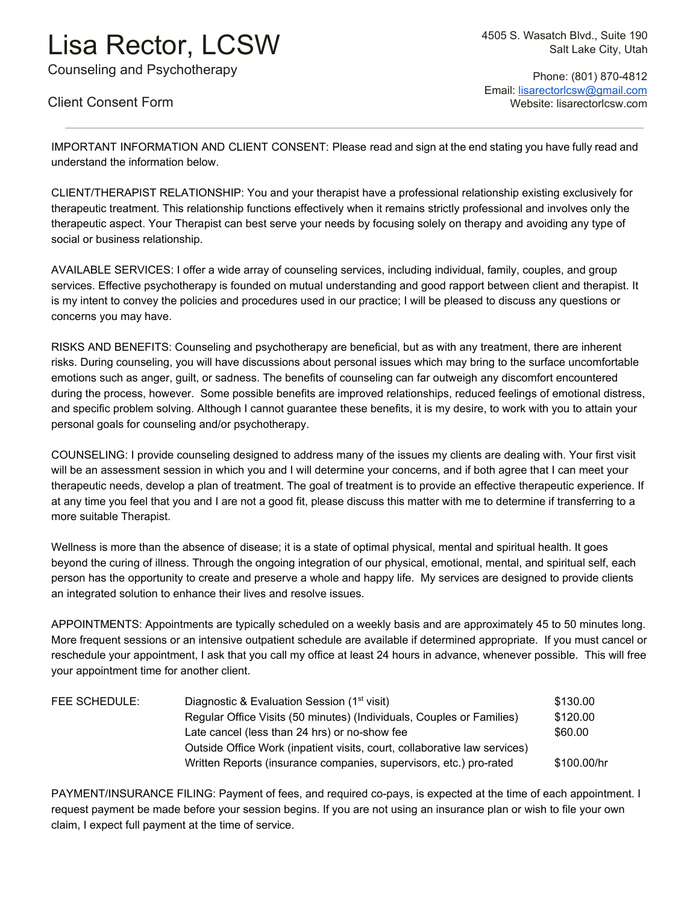# Lisa Rector, LCSW

Counseling and Psychotherapy

4505 S. Wasatch Blvd., Suite 190
Salt Lake City, Utah

Phone: (801) 870-4812
Email: lisarectorlcsw@gmail.com
Website: lisarectorlcsw.com

## Client Consent Form

---

IMPORTANT INFORMATION AND CLIENT CONSENT: Please read and sign at the end stating you have fully read and understand the information below.

CLIENT/THERAPIST RELATIONSHIP: You and your therapist have a professional relationship existing exclusively for therapeutic treatment. This relationship functions effectively when it remains strictly professional and involves only the therapeutic aspect. Your Therapist can best serve your needs by focusing solely on therapy and avoiding any type of social or business relationship.

AVAILABLE SERVICES: I offer a wide array of counseling services, including individual, family, couples, and group services. Effective psychotherapy is founded on mutual understanding and good rapport between client and therapist. It is my intent to convey the policies and procedures used in our practice; I will be pleased to discuss any questions or concerns you may have.

RISKS AND BENEFITS: Counseling and psychotherapy are beneficial, but as with any treatment, there are inherent risks. During counseling, you will have discussions about personal issues which may bring to the surface uncomfortable emotions such as anger, guilt, or sadness. The benefits of counseling can far outweigh any discomfort encountered during the process, however. Some possible benefits are improved relationships, reduced feelings of emotional distress, and specific problem solving. Although I cannot guarantee these benefits, it is my desire, to work with you to attain your personal goals for counseling and/or psychotherapy.

COUNSELING: I provide counseling designed to address many of the issues my clients are dealing with. Your first visit will be an assessment session in which you and I will determine your concerns, and if both agree that I can meet your therapeutic needs, develop a plan of treatment. The goal of treatment is to provide an effective therapeutic experience. If at any time you feel that you and I are not a good fit, please discuss this matter with me to determine if transferring to a more suitable Therapist.

Wellness is more than the absence of disease; it is a state of optimal physical, mental and spiritual health. It goes beyond the curing of illness. Through the ongoing integration of our physical, emotional, mental, and spiritual self, each person has the opportunity to create and preserve a whole and happy life. My services are designed to provide clients an integrated solution to enhance their lives and resolve issues.

APPOINTMENTS: Appointments are typically scheduled on a weekly basis and are approximately 45 to 50 minutes long. More frequent sessions or an intensive outpatient schedule are available if determined appropriate. If you must cancel or reschedule your appointment, I ask that you call my office at least 24 hours in advance, whenever possible. This will free your appointment time for another client.

| FEE SCHEDULE: | | |
|---|---|---|
| | Diagnostic & Evaluation Session (1st visit) | $130.00 |
| | Regular Office Visits (50 minutes) (Individuals, Couples or Families) | $120.00 |
| | Late cancel (less than 24 hrs) or no-show fee | $60.00 |
| | Outside Office Work (inpatient visits, court, collaborative law services) | |
| | Written Reports (insurance companies, supervisors, etc.) pro-rated | $100.00/hr |

PAYMENT/INSURANCE FILING: Payment of fees, and required co-pays, is expected at the time of each appointment. I request payment be made before your session begins. If you are not using an insurance plan or wish to file your own claim, I expect full payment at the time of service.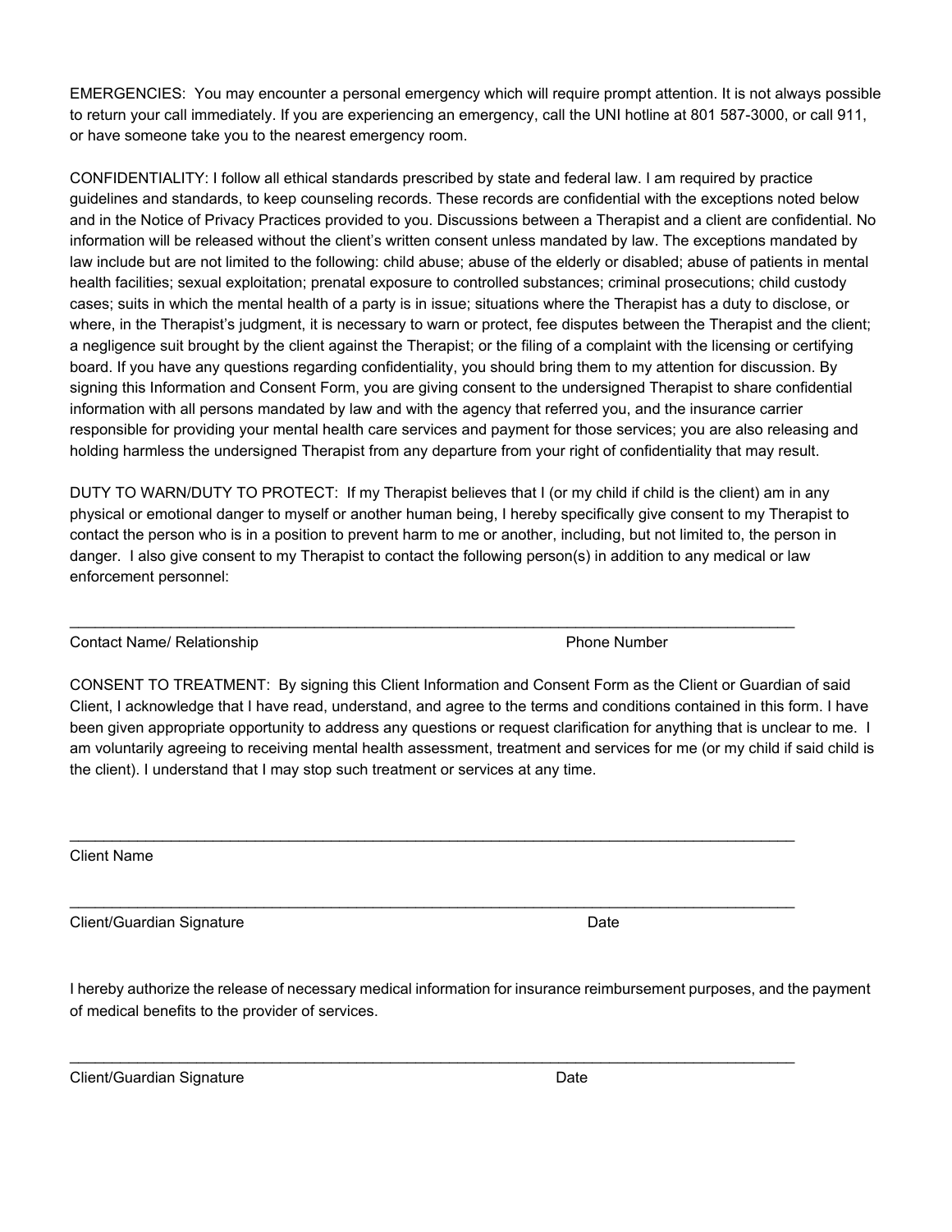EMERGENCIES: You may encounter a personal emergency which will require prompt attention. It is not always possible to return your call immediately. If you are experiencing an emergency, call the UNI hotline at 801 587-3000, or call 911, or have someone take you to the nearest emergency room.

CONFIDENTIALITY: I follow all ethical standards prescribed by state and federal law. I am required by practice guidelines and standards, to keep counseling records. These records are confidential with the exceptions noted below and in the Notice of Privacy Practices provided to you. Discussions between a Therapist and a client are confidential. No information will be released without the client's written consent unless mandated by law. The exceptions mandated by law include but are not limited to the following: child abuse; abuse of the elderly or disabled; abuse of patients in mental health facilities; sexual exploitation; prenatal exposure to controlled substances; criminal prosecutions; child custody cases; suits in which the mental health of a party is in issue; situations where the Therapist has a duty to disclose, or where, in the Therapist's judgment, it is necessary to warn or protect, fee disputes between the Therapist and the client; a negligence suit brought by the client against the Therapist; or the filing of a complaint with the licensing or certifying board. If you have any questions regarding confidentiality, you should bring them to my attention for discussion. By signing this Information and Consent Form, you are giving consent to the undersigned Therapist to share confidential information with all persons mandated by law and with the agency that referred you, and the insurance carrier responsible for providing your mental health care services and payment for those services; you are also releasing and holding harmless the undersigned Therapist from any departure from your right of confidentiality that may result.

DUTY TO WARN/DUTY TO PROTECT: If my Therapist believes that I (or my child if child is the client) am in any physical or emotional danger to myself or another human being, I hereby specifically give consent to my Therapist to contact the person who is in a position to prevent harm to me or another, including, but not limited to, the person in danger. I also give consent to my Therapist to contact the following person(s) in addition to any medical or law enforcement personnel:

_______________________________________________________________________________

Contact Name/ Relationship                                        Phone Number

CONSENT TO TREATMENT: By signing this Client Information and Consent Form as the Client or Guardian of said Client, I acknowledge that I have read, understand, and agree to the terms and conditions contained in this form. I have been given appropriate opportunity to address any questions or request clarification for anything that is unclear to me. I am voluntarily agreeing to receiving mental health assessment, treatment and services for me (or my child if said child is the client). I understand that I may stop such treatment or services at any time.

_______________________________________________________________________________

Client Name

_______________________________________________________________________________

Client/Guardian Signature                                        Date

I hereby authorize the release of necessary medical information for insurance reimbursement purposes, and the payment of medical benefits to the provider of services.

_______________________________________________________________________________

Client/Guardian Signature                                        Date